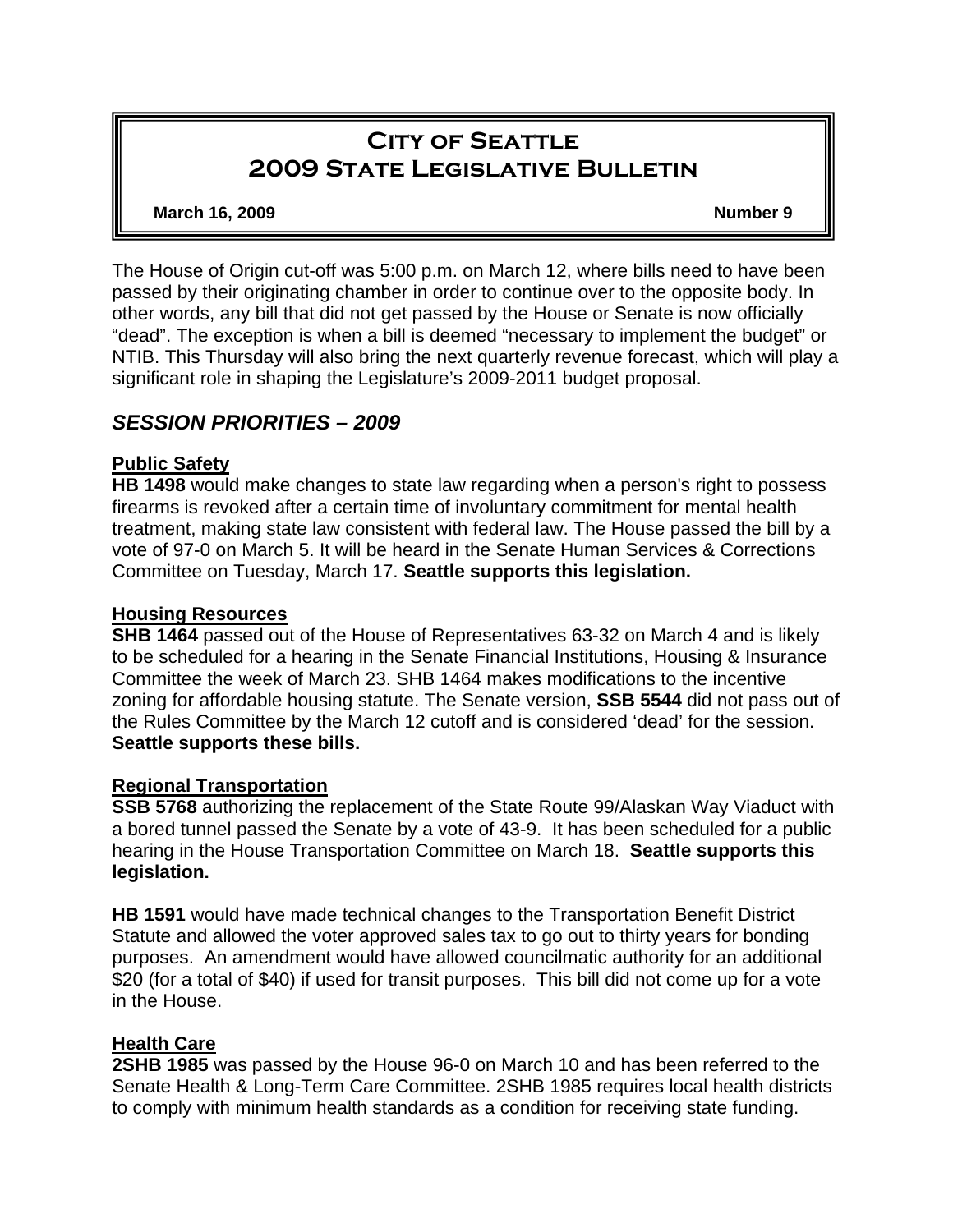# City of Seattle
# 2009 State Legislative Bulletin

**March 16, 2009** **Number 9**

The House of Origin cut-off was 5:00 p.m. on March 12, where bills need to have been passed by their originating chamber in order to continue over to the opposite body. In other words, any bill that did not get passed by the House or Senate is now officially "dead". The exception is when a bill is deemed "necessary to implement the budget" or NTIB. This Thursday will also bring the next quarterly revenue forecast, which will play a significant role in shaping the Legislature's 2009-2011 budget proposal.

## *SESSION PRIORITIES – 2009*

### Public Safety

**HB 1498** would make changes to state law regarding when a person's right to possess firearms is revoked after a certain time of involuntary commitment for mental health treatment, making state law consistent with federal law. The House passed the bill by a vote of 97-0 on March 5. It will be heard in the Senate Human Services & Corrections Committee on Tuesday, March 17. **Seattle supports this legislation.**

### Housing Resources

**SHB 1464** passed out of the House of Representatives 63-32 on March 4 and is likely to be scheduled for a hearing in the Senate Financial Institutions, Housing & Insurance Committee the week of March 23. SHB 1464 makes modifications to the incentive zoning for affordable housing statute. The Senate version, **SSB 5544** did not pass out of the Rules Committee by the March 12 cutoff and is considered 'dead' for the session. **Seattle supports these bills.**

### Regional Transportation

**SSB 5768** authorizing the replacement of the State Route 99/Alaskan Way Viaduct with a bored tunnel passed the Senate by a vote of 43-9. It has been scheduled for a public hearing in the House Transportation Committee on March 18. **Seattle supports this legislation.**

**HB 1591** would have made technical changes to the Transportation Benefit District Statute and allowed the voter approved sales tax to go out to thirty years for bonding purposes. An amendment would have allowed councilmatic authority for an additional $20 (for a total of $40) if used for transit purposes. This bill did not come up for a vote in the House.

### Health Care

**2SHB 1985** was passed by the House 96-0 on March 10 and has been referred to the Senate Health & Long-Term Care Committee. 2SHB 1985 requires local health districts to comply with minimum health standards as a condition for receiving state funding.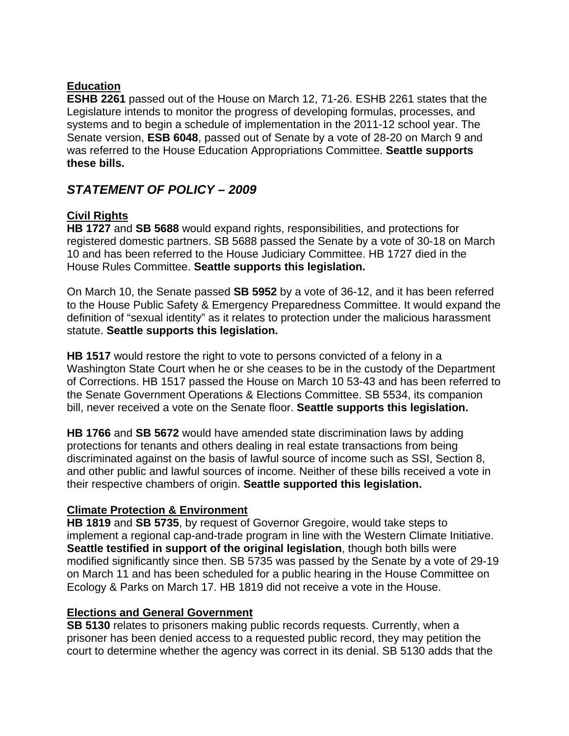**Education**

**ESHB 2261** passed out of the House on March 12, 71-26. ESHB 2261 states that the Legislature intends to monitor the progress of developing formulas, processes, and systems and to begin a schedule of implementation in the 2011-12 school year. The Senate version, **ESB 6048**, passed out of Senate by a vote of 28-20 on March 9 and was referred to the House Education Appropriations Committee. **Seattle supports these bills.**

## *STATEMENT OF POLICY – 2009*

**Civil Rights**

**HB 1727** and **SB 5688** would expand rights, responsibilities, and protections for registered domestic partners. SB 5688 passed the Senate by a vote of 30-18 on March 10 and has been referred to the House Judiciary Committee. HB 1727 died in the House Rules Committee. **Seattle supports this legislation.**

On March 10, the Senate passed **SB 5952** by a vote of 36-12, and it has been referred to the House Public Safety & Emergency Preparedness Committee. It would expand the definition of "sexual identity" as it relates to protection under the malicious harassment statute. **Seattle supports this legislation.**

**HB 1517** would restore the right to vote to persons convicted of a felony in a Washington State Court when he or she ceases to be in the custody of the Department of Corrections. HB 1517 passed the House on March 10 53-43 and has been referred to the Senate Government Operations & Elections Committee. SB 5534, its companion bill, never received a vote on the Senate floor. **Seattle supports this legislation.**

**HB 1766** and **SB 5672** would have amended state discrimination laws by adding protections for tenants and others dealing in real estate transactions from being discriminated against on the basis of lawful source of income such as SSI, Section 8, and other public and lawful sources of income. Neither of these bills received a vote in their respective chambers of origin. **Seattle supported this legislation.**

**Climate Protection & Environment**

**HB 1819** and **SB 5735**, by request of Governor Gregoire, would take steps to implement a regional cap-and-trade program in line with the Western Climate Initiative. **Seattle testified in support of the original legislation**, though both bills were modified significantly since then. SB 5735 was passed by the Senate by a vote of 29-19 on March 11 and has been scheduled for a public hearing in the House Committee on Ecology & Parks on March 17. HB 1819 did not receive a vote in the House.

**Elections and General Government**

**SB 5130** relates to prisoners making public records requests. Currently, when a prisoner has been denied access to a requested public record, they may petition the court to determine whether the agency was correct in its denial. SB 5130 adds that the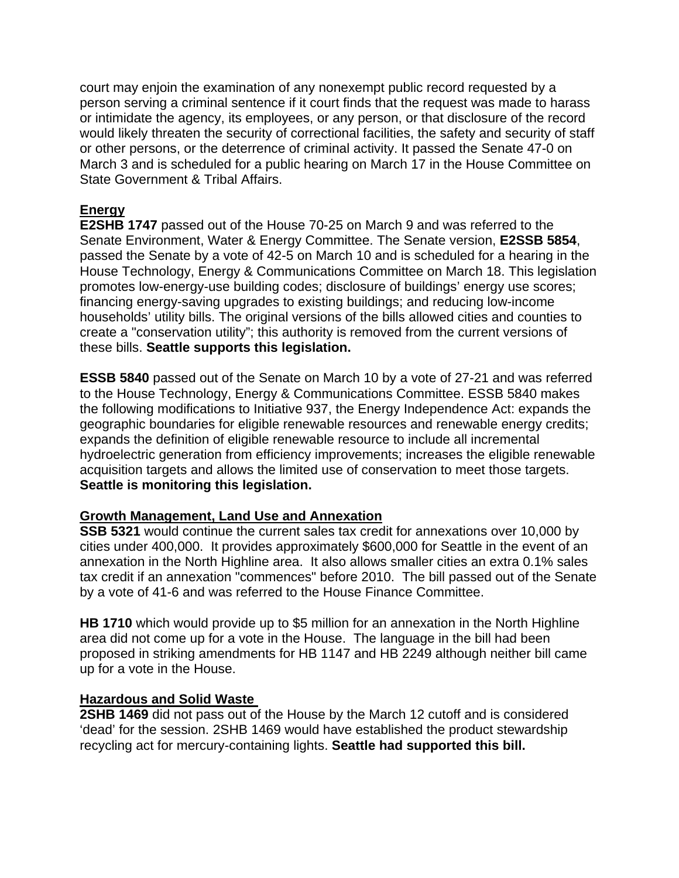court may enjoin the examination of any nonexempt public record requested by a person serving a criminal sentence if it court finds that the request was made to harass or intimidate the agency, its employees, or any person, or that disclosure of the record would likely threaten the security of correctional facilities, the safety and security of staff or other persons, or the deterrence of criminal activity. It passed the Senate 47-0 on March 3 and is scheduled for a public hearing on March 17 in the House Committee on State Government & Tribal Affairs.

**Energy**

**E2SHB 1747** passed out of the House 70-25 on March 9 and was referred to the Senate Environment, Water & Energy Committee. The Senate version, **E2SSB 5854**, passed the Senate by a vote of 42-5 on March 10 and is scheduled for a hearing in the House Technology, Energy & Communications Committee on March 18. This legislation promotes low-energy-use building codes; disclosure of buildings' energy use scores; financing energy-saving upgrades to existing buildings; and reducing low-income households' utility bills. The original versions of the bills allowed cities and counties to create a "conservation utility"; this authority is removed from the current versions of these bills. **Seattle supports this legislation.**

**ESSB 5840** passed out of the Senate on March 10 by a vote of 27-21 and was referred to the House Technology, Energy & Communications Committee. ESSB 5840 makes the following modifications to Initiative 937, the Energy Independence Act: expands the geographic boundaries for eligible renewable resources and renewable energy credits; expands the definition of eligible renewable resource to include all incremental hydroelectric generation from efficiency improvements; increases the eligible renewable acquisition targets and allows the limited use of conservation to meet those targets. **Seattle is monitoring this legislation.**

**Growth Management, Land Use and Annexation**

**SSB 5321** would continue the current sales tax credit for annexations over 10,000 by cities under 400,000. It provides approximately $600,000 for Seattle in the event of an annexation in the North Highline area. It also allows smaller cities an extra 0.1% sales tax credit if an annexation "commences" before 2010. The bill passed out of the Senate by a vote of 41-6 and was referred to the House Finance Committee.

**HB 1710** which would provide up to $5 million for an annexation in the North Highline area did not come up for a vote in the House. The language in the bill had been proposed in striking amendments for HB 1147 and HB 2249 although neither bill came up for a vote in the House.

**Hazardous and Solid Waste**

**2SHB 1469** did not pass out of the House by the March 12 cutoff and is considered 'dead' for the session. 2SHB 1469 would have established the product stewardship recycling act for mercury-containing lights. **Seattle had supported this bill.**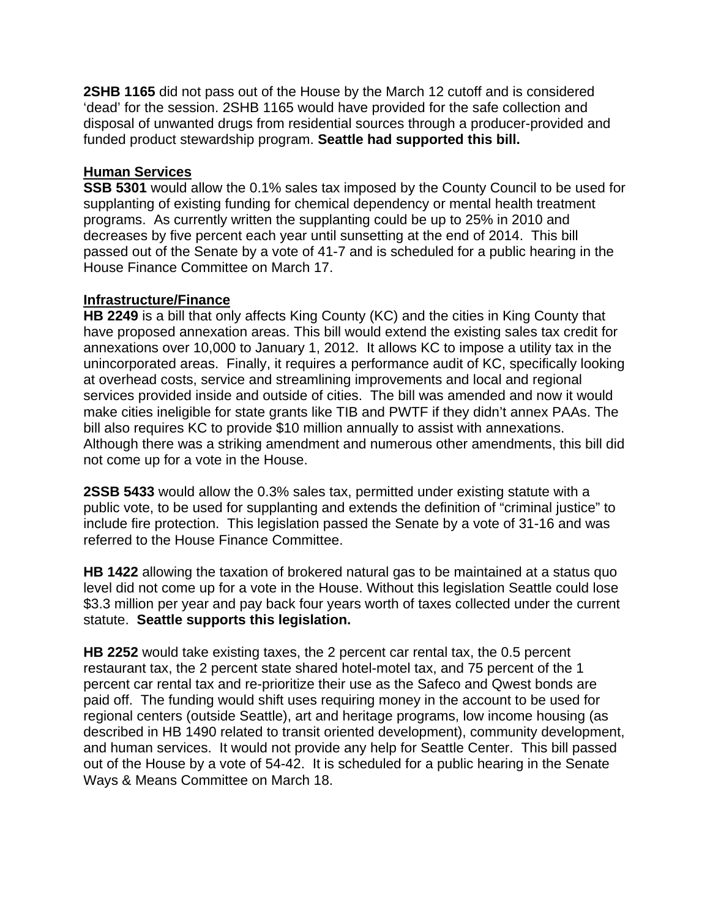**2SHB 1165** did not pass out of the House by the March 12 cutoff and is considered 'dead' for the session. 2SHB 1165 would have provided for the safe collection and disposal of unwanted drugs from residential sources through a producer-provided and funded product stewardship program. **Seattle had supported this bill.**

**Human Services**

**SSB 5301** would allow the 0.1% sales tax imposed by the County Council to be used for supplanting of existing funding for chemical dependency or mental health treatment programs. As currently written the supplanting could be up to 25% in 2010 and decreases by five percent each year until sunsetting at the end of 2014. This bill passed out of the Senate by a vote of 41-7 and is scheduled for a public hearing in the House Finance Committee on March 17.

**Infrastructure/Finance**

**HB 2249** is a bill that only affects King County (KC) and the cities in King County that have proposed annexation areas. This bill would extend the existing sales tax credit for annexations over 10,000 to January 1, 2012. It allows KC to impose a utility tax in the unincorporated areas. Finally, it requires a performance audit of KC, specifically looking at overhead costs, service and streamlining improvements and local and regional services provided inside and outside of cities. The bill was amended and now it would make cities ineligible for state grants like TIB and PWTF if they didn't annex PAAs. The bill also requires KC to provide $10 million annually to assist with annexations. Although there was a striking amendment and numerous other amendments, this bill did not come up for a vote in the House.

**2SSB 5433** would allow the 0.3% sales tax, permitted under existing statute with a public vote, to be used for supplanting and extends the definition of "criminal justice" to include fire protection. This legislation passed the Senate by a vote of 31-16 and was referred to the House Finance Committee.

**HB 1422** allowing the taxation of brokered natural gas to be maintained at a status quo level did not come up for a vote in the House. Without this legislation Seattle could lose $3.3 million per year and pay back four years worth of taxes collected under the current statute. **Seattle supports this legislation.**

**HB 2252** would take existing taxes, the 2 percent car rental tax, the 0.5 percent restaurant tax, the 2 percent state shared hotel-motel tax, and 75 percent of the 1 percent car rental tax and re-prioritize their use as the Safeco and Qwest bonds are paid off. The funding would shift uses requiring money in the account to be used for regional centers (outside Seattle), art and heritage programs, low income housing (as described in HB 1490 related to transit oriented development), community development, and human services. It would not provide any help for Seattle Center. This bill passed out of the House by a vote of 54-42. It is scheduled for a public hearing in the Senate Ways & Means Committee on March 18.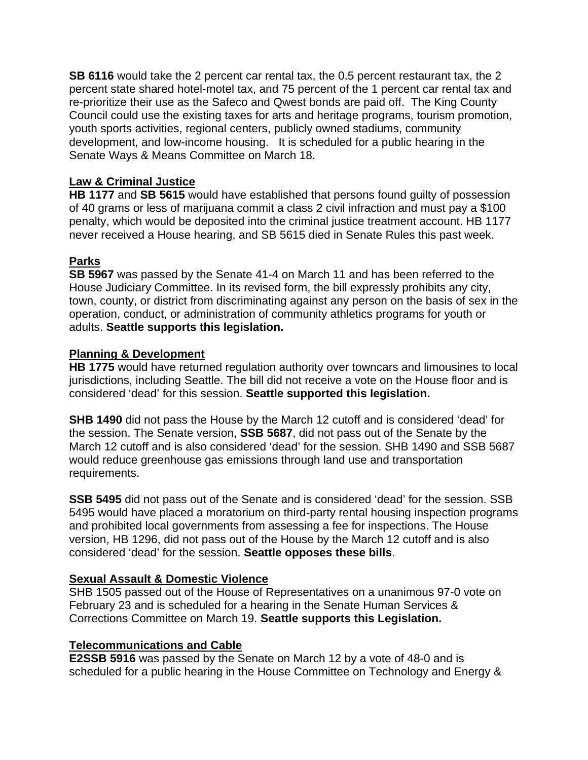**SB 6116** would take the 2 percent car rental tax, the 0.5 percent restaurant tax, the 2 percent state shared hotel-motel tax, and 75 percent of the 1 percent car rental tax and re-prioritize their use as the Safeco and Qwest bonds are paid off. The King County Council could use the existing taxes for arts and heritage programs, tourism promotion, youth sports activities, regional centers, publicly owned stadiums, community development, and low-income housing. It is scheduled for a public hearing in the Senate Ways & Means Committee on March 18.

## Law & Criminal Justice

**HB 1177** and **SB 5615** would have established that persons found guilty of possession of 40 grams or less of marijuana commit a class 2 civil infraction and must pay a $100 penalty, which would be deposited into the criminal justice treatment account. HB 1177 never received a House hearing, and SB 5615 died in Senate Rules this past week.

## Parks

**SB 5967** was passed by the Senate 41-4 on March 11 and has been referred to the House Judiciary Committee. In its revised form, the bill expressly prohibits any city, town, county, or district from discriminating against any person on the basis of sex in the operation, conduct, or administration of community athletics programs for youth or adults. **Seattle supports this legislation.**

## Planning & Development

**HB 1775** would have returned regulation authority over towncars and limousines to local jurisdictions, including Seattle. The bill did not receive a vote on the House floor and is considered 'dead' for this session. **Seattle supported this legislation.**

**SHB 1490** did not pass the House by the March 12 cutoff and is considered 'dead' for the session. The Senate version, **SSB 5687**, did not pass out of the Senate by the March 12 cutoff and is also considered 'dead' for the session. SHB 1490 and SSB 5687 would reduce greenhouse gas emissions through land use and transportation requirements.

**SSB 5495** did not pass out of the Senate and is considered 'dead' for the session. SSB 5495 would have placed a moratorium on third-party rental housing inspection programs and prohibited local governments from assessing a fee for inspections. The House version, HB 1296, did not pass out of the House by the March 12 cutoff and is also considered 'dead' for the session. **Seattle opposes these bills**.

## Sexual Assault & Domestic Violence

SHB 1505 passed out of the House of Representatives on a unanimous 97-0 vote on February 23 and is scheduled for a hearing in the Senate Human Services & Corrections Committee on March 19. **Seattle supports this Legislation.**

## Telecommunications and Cable

**E2SSB 5916** was passed by the Senate on March 12 by a vote of 48-0 and is scheduled for a public hearing in the House Committee on Technology and Energy &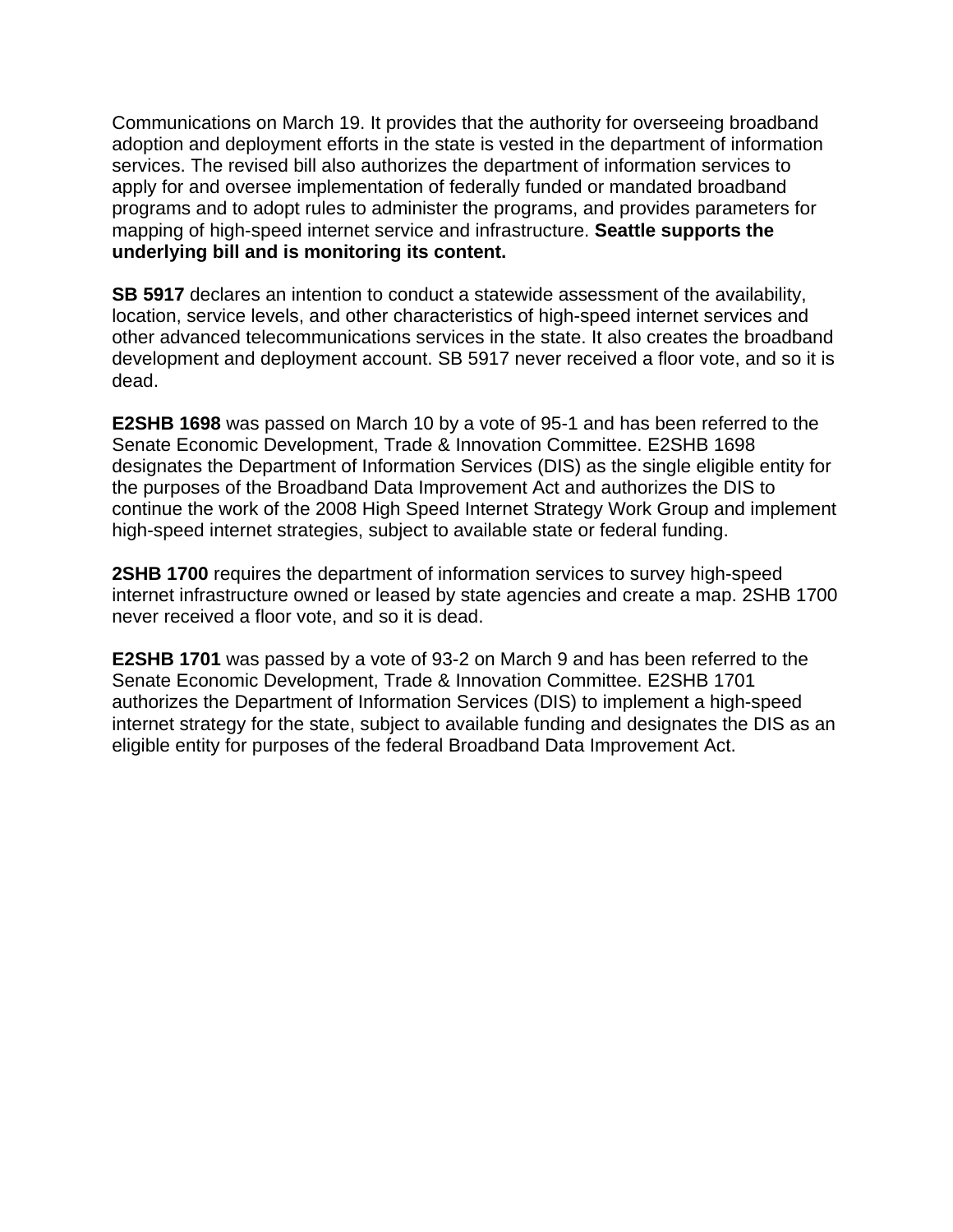Communications on March 19. It provides that the authority for overseeing broadband adoption and deployment efforts in the state is vested in the department of information services. The revised bill also authorizes the department of information services to apply for and oversee implementation of federally funded or mandated broadband programs and to adopt rules to administer the programs, and provides parameters for mapping of high-speed internet service and infrastructure. **Seattle supports the underlying bill and is monitoring its content.**

**SB 5917** declares an intention to conduct a statewide assessment of the availability, location, service levels, and other characteristics of high-speed internet services and other advanced telecommunications services in the state. It also creates the broadband development and deployment account. SB 5917 never received a floor vote, and so it is dead.

**E2SHB 1698** was passed on March 10 by a vote of 95-1 and has been referred to the Senate Economic Development, Trade & Innovation Committee. E2SHB 1698 designates the Department of Information Services (DIS) as the single eligible entity for the purposes of the Broadband Data Improvement Act and authorizes the DIS to continue the work of the 2008 High Speed Internet Strategy Work Group and implement high-speed internet strategies, subject to available state or federal funding.

**2SHB 1700** requires the department of information services to survey high-speed internet infrastructure owned or leased by state agencies and create a map. 2SHB 1700 never received a floor vote, and so it is dead.

**E2SHB 1701** was passed by a vote of 93-2 on March 9 and has been referred to the Senate Economic Development, Trade & Innovation Committee. E2SHB 1701 authorizes the Department of Information Services (DIS) to implement a high-speed internet strategy for the state, subject to available funding and designates the DIS as an eligible entity for purposes of the federal Broadband Data Improvement Act.